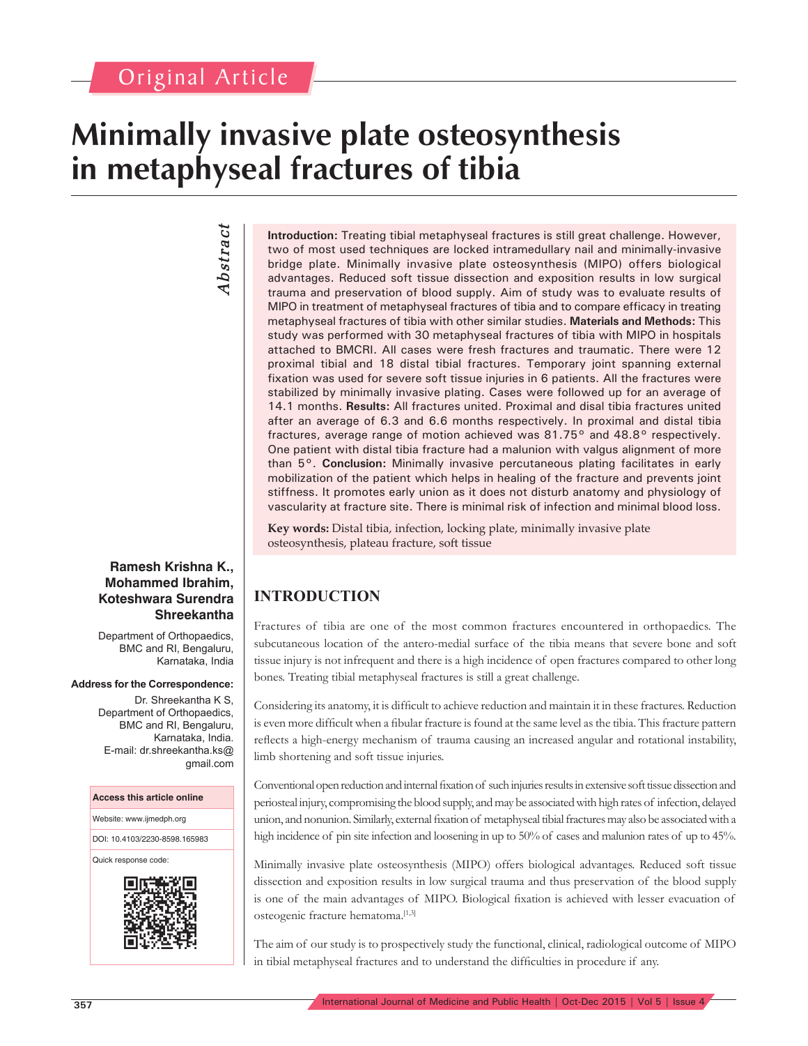Original Article

# Minimally invasive plate osteosynthesis in metaphyseal fractures of tibia

**Ramesh Krishna K., Mohammed Ibrahim, Koteshwara Surendra Shreekantha**

Department of Orthopaedics, BMC and RI, Bengaluru, Karnataka, India

**Address for the Correspondence:**
Dr. Shreekantha K S, Department of Orthopaedics, BMC and RI, Bengaluru, Karnataka, India. E-mail: dr.shreekantha.ks@gmail.com

**Access this article online**

Website: www.ijmedph.org

DOI: 10.4103/2230-8598.165983

Quick response code:

## Abstract

**Introduction:** Treating tibial metaphyseal fractures is still great challenge. However, two of most used techniques are locked intramedullary nail and minimally-invasive bridge plate. Minimally invasive plate osteosynthesis (MIPO) offers biological advantages. Reduced soft tissue dissection and exposition results in low surgical trauma and preservation of blood supply. Aim of study was to evaluate results of MIPO in treatment of metaphyseal fractures of tibia and to compare efficacy in treating metaphyseal fractures of tibia with other similar studies. **Materials and Methods:** This study was performed with 30 metaphyseal fractures of tibia with MIPO in hospitals attached to BMCRI. All cases were fresh fractures and traumatic. There were 12 proximal tibial and 18 distal tibial fractures. Temporary joint spanning external fixation was used for severe soft tissue injuries in 6 patients. All the fractures were stabilized by minimally invasive plating. Cases were followed up for an average of 14.1 months. **Results:** All fractures united. Proximal and disal tibia fractures united after an average of 6.3 and 6.6 months respectively. In proximal and distal tibia fractures, average range of motion achieved was 81.75° and 48.8° respectively. One patient with distal tibia fracture had a malunion with valgus alignment of more than 5°. **Conclusion:** Minimally invasive percutaneous plating facilitates in early mobilization of the patient which helps in healing of the fracture and prevents joint stiffness. It promotes early union as it does not disturb anatomy and physiology of vascularity at fracture site. There is minimal risk of infection and minimal blood loss.

**Key words:** Distal tibia, infection, locking plate, minimally invasive plate osteosynthesis, plateau fracture, soft tissue

## INTRODUCTION

Fractures of tibia are one of the most common fractures encountered in orthopaedics. The subcutaneous location of the antero-medial surface of the tibia means that severe bone and soft tissue injury is not infrequent and there is a high incidence of open fractures compared to other long bones. Treating tibial metaphyseal fractures is still a great challenge.

Considering its anatomy, it is difficult to achieve reduction and maintain it in these fractures. Reduction is even more difficult when a fibular fracture is found at the same level as the tibia. This fracture pattern reflects a high-energy mechanism of trauma causing an increased angular and rotational instability, limb shortening and soft tissue injuries.

Conventional open reduction and internal fixation of such injuries results in extensive soft tissue dissection and periosteal injury, compromising the blood supply, and may be associated with high rates of infection, delayed union, and nonunion. Similarly, external fixation of metaphyseal tibial fractures may also be associated with a high incidence of pin site infection and loosening in up to 50% of cases and malunion rates of up to 45%.

Minimally invasive plate osteosynthesis (MIPO) offers biological advantages. Reduced soft tissue dissection and exposition results in low surgical trauma and thus preservation of the blood supply is one of the main advantages of MIPO. Biological fixation is achieved with lesser evacuation of osteogenic fracture hematoma.[1,3]

The aim of our study is to prospectively study the functional, clinical, radiological outcome of MIPO in tibial metaphyseal fractures and to understand the difficulties in procedure if any.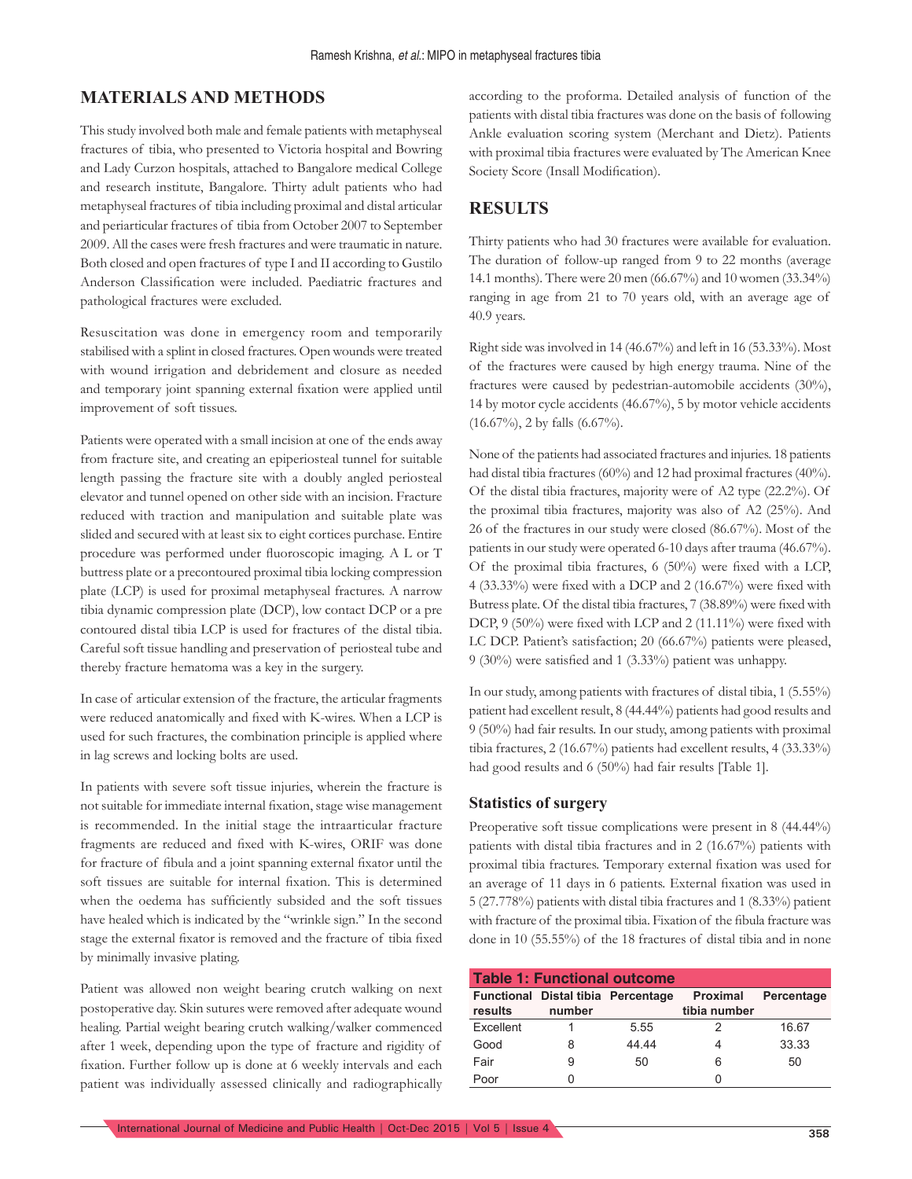## MATERIALS AND METHODS

This study involved both male and female patients with metaphyseal fractures of tibia, who presented to Victoria hospital and Bowring and Lady Curzon hospitals, attached to Bangalore medical College and research institute, Bangalore. Thirty adult patients who had metaphyseal fractures of tibia including proximal and distal articular and periarticular fractures of tibia from October 2007 to September 2009. All the cases were fresh fractures and were traumatic in nature. Both closed and open fractures of type I and II according to Gustilo Anderson Classification were included. Paediatric fractures and pathological fractures were excluded.

Resuscitation was done in emergency room and temporarily stabilised with a splint in closed fractures. Open wounds were treated with wound irrigation and debridement and closure as needed and temporary joint spanning external fixation were applied until improvement of soft tissues.

Patients were operated with a small incision at one of the ends away from fracture site, and creating an epiperiosteal tunnel for suitable length passing the fracture site with a doubly angled periosteal elevator and tunnel opened on other side with an incision. Fracture reduced with traction and manipulation and suitable plate was slided and secured with at least six to eight cortices purchase. Entire procedure was performed under fluoroscopic imaging. A L or T buttress plate or a precontoured proximal tibia locking compression plate (LCP) is used for proximal metaphyseal fractures. A narrow tibia dynamic compression plate (DCP), low contact DCP or a pre contoured distal tibia LCP is used for fractures of the distal tibia. Careful soft tissue handling and preservation of periosteal tube and thereby fracture hematoma was a key in the surgery.

In case of articular extension of the fracture, the articular fragments were reduced anatomically and fixed with K-wires. When a LCP is used for such fractures, the combination principle is applied where in lag screws and locking bolts are used.

In patients with severe soft tissue injuries, wherein the fracture is not suitable for immediate internal fixation, stage wise management is recommended. In the initial stage the intraarticular fracture fragments are reduced and fixed with K-wires, ORIF was done for fracture of fibula and a joint spanning external fixator until the soft tissues are suitable for internal fixation. This is determined when the oedema has sufficiently subsided and the soft tissues have healed which is indicated by the "wrinkle sign." In the second stage the external fixator is removed and the fracture of tibia fixed by minimally invasive plating.

Patient was allowed non weight bearing crutch walking on next postoperative day. Skin sutures were removed after adequate wound healing. Partial weight bearing crutch walking/walker commenced after 1 week, depending upon the type of fracture and rigidity of fixation. Further follow up is done at 6 weekly intervals and each patient was individually assessed clinically and radiographically according to the proforma. Detailed analysis of function of the patients with distal tibia fractures was done on the basis of following Ankle evaluation scoring system (Merchant and Dietz). Patients with proximal tibia fractures were evaluated by The American Knee Society Score (Insall Modification).

## RESULTS

Thirty patients who had 30 fractures were available for evaluation. The duration of follow-up ranged from 9 to 22 months (average 14.1 months). There were 20 men (66.67%) and 10 women (33.34%) ranging in age from 21 to 70 years old, with an average age of 40.9 years.

Right side was involved in 14 (46.67%) and left in 16 (53.33%). Most of the fractures were caused by high energy trauma. Nine of the fractures were caused by pedestrian-automobile accidents (30%), 14 by motor cycle accidents (46.67%), 5 by motor vehicle accidents (16.67%), 2 by falls (6.67%).

None of the patients had associated fractures and injuries. 18 patients had distal tibia fractures (60%) and 12 had proximal fractures (40%). Of the distal tibia fractures, majority were of A2 type (22.2%). Of the proximal tibia fractures, majority was also of A2 (25%). And 26 of the fractures in our study were closed (86.67%). Most of the patients in our study were operated 6-10 days after trauma (46.67%). Of the proximal tibia fractures, 6 (50%) were fixed with a LCP, 4 (33.33%) were fixed with a DCP and 2 (16.67%) were fixed with Butress plate. Of the distal tibia fractures, 7 (38.89%) were fixed with DCP, 9 (50%) were fixed with LCP and 2 (11.11%) were fixed with LC DCP. Patient's satisfaction; 20 (66.67%) patients were pleased, 9 (30%) were satisfied and 1 (3.33%) patient was unhappy.

In our study, among patients with fractures of distal tibia, 1 (5.55%) patient had excellent result, 8 (44.44%) patients had good results and 9 (50%) had fair results. In our study, among patients with proximal tibia fractures, 2 (16.67%) patients had excellent results, 4 (33.33%) had good results and 6 (50%) had fair results [Table 1].

### Statistics of surgery

Preoperative soft tissue complications were present in 8 (44.44%) patients with distal tibia fractures and in 2 (16.67%) patients with proximal tibia fractures. Temporary external fixation was used for an average of 11 days in 6 patients. External fixation was used in 5 (27.778%) patients with distal tibia fractures and 1 (8.33%) patient with fracture of the proximal tibia. Fixation of the fibula fracture was done in 10 (55.55%) of the 18 fractures of distal tibia and in none

**Table 1: Functional outcome**

| Functional results | Distal tibia number | Percentage | Proximal tibia number | Percentage |
|---|---|---|---|---|
| Excellent | 1 | 5.55 | 2 | 16.67 |
| Good | 8 | 44.44 | 4 | 33.33 |
| Fair | 9 | 50 | 6 | 50 |
| Poor | 0 | | 0 | |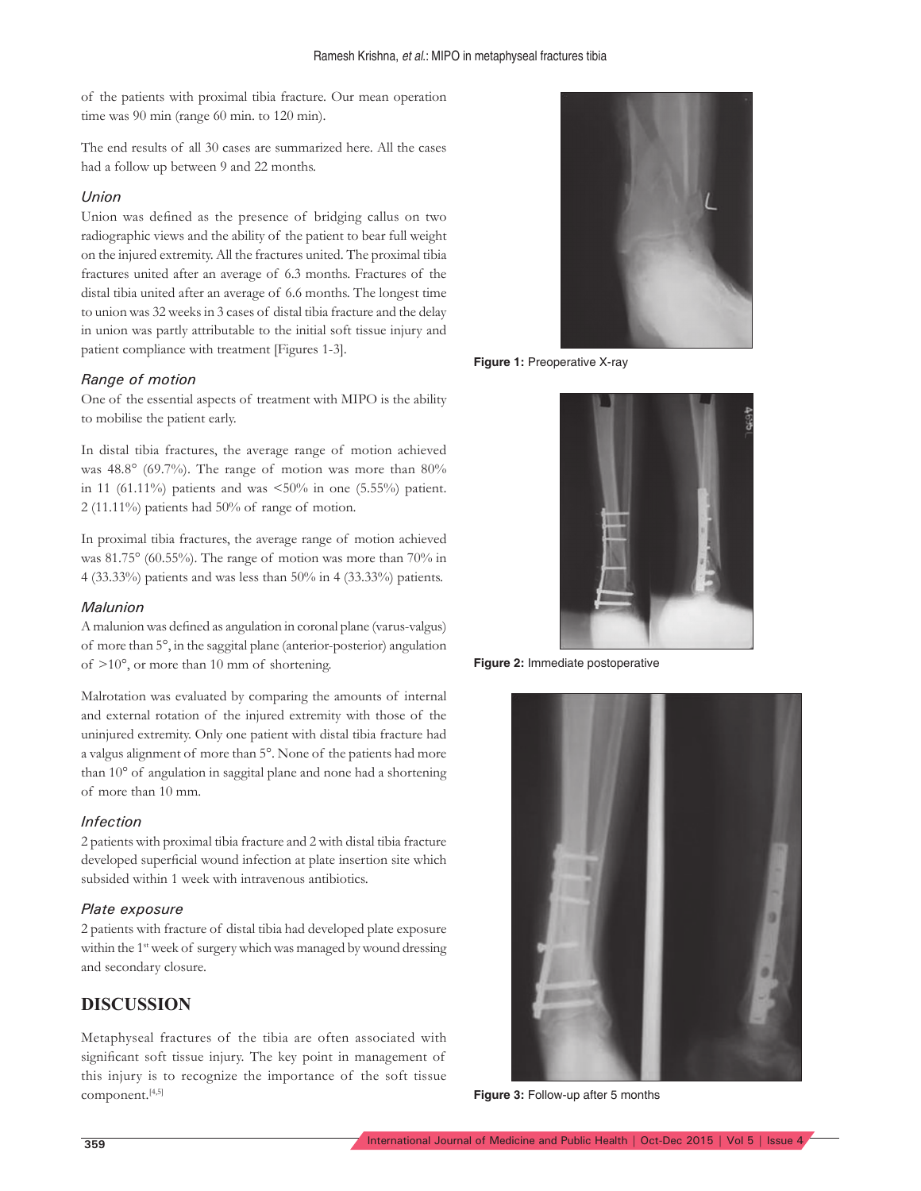of the patients with proximal tibia fracture. Our mean operation time was 90 min (range 60 min. to 120 min).

The end results of all 30 cases are summarized here. All the cases had a follow up between 9 and 22 months.

### *Union*

Union was defined as the presence of bridging callus on two radiographic views and the ability of the patient to bear full weight on the injured extremity. All the fractures united. The proximal tibia fractures united after an average of 6.3 months. Fractures of the distal tibia united after an average of 6.6 months. The longest time to union was 32 weeks in 3 cases of distal tibia fracture and the delay in union was partly attributable to the initial soft tissue injury and patient compliance with treatment [Figures 1-3].

### *Range of motion*

One of the essential aspects of treatment with MIPO is the ability to mobilise the patient early.

In distal tibia fractures, the average range of motion achieved was 48.8° (69.7%). The range of motion was more than 80% in 11 (61.11%) patients and was <50% in one (5.55%) patient. 2 (11.11%) patients had 50% of range of motion.

In proximal tibia fractures, the average range of motion achieved was 81.75° (60.55%). The range of motion was more than 70% in 4 (33.33%) patients and was less than 50% in 4 (33.33%) patients.

### *Malunion*

A malunion was defined as angulation in coronal plane (varus-valgus) of more than 5°, in the saggital plane (anterior-posterior) angulation of >10°, or more than 10 mm of shortening.

Malrotation was evaluated by comparing the amounts of internal and external rotation of the injured extremity with those of the uninjured extremity. Only one patient with distal tibia fracture had a valgus alignment of more than 5°. None of the patients had more than 10° of angulation in saggital plane and none had a shortening of more than 10 mm.

### *Infection*

2 patients with proximal tibia fracture and 2 with distal tibia fracture developed superficial wound infection at plate insertion site which subsided within 1 week with intravenous antibiotics.

### *Plate exposure*

2 patients with fracture of distal tibia had developed plate exposure within the 1st week of surgery which was managed by wound dressing and secondary closure.

## DISCUSSION

Metaphyseal fractures of the tibia are often associated with significant soft tissue injury. The key point in management of this injury is to recognize the importance of the soft tissue component.[4,5]

**Figure 1:** Preoperative X-ray

**Figure 2:** Immediate postoperative

**Figure 3:** Follow-up after 5 months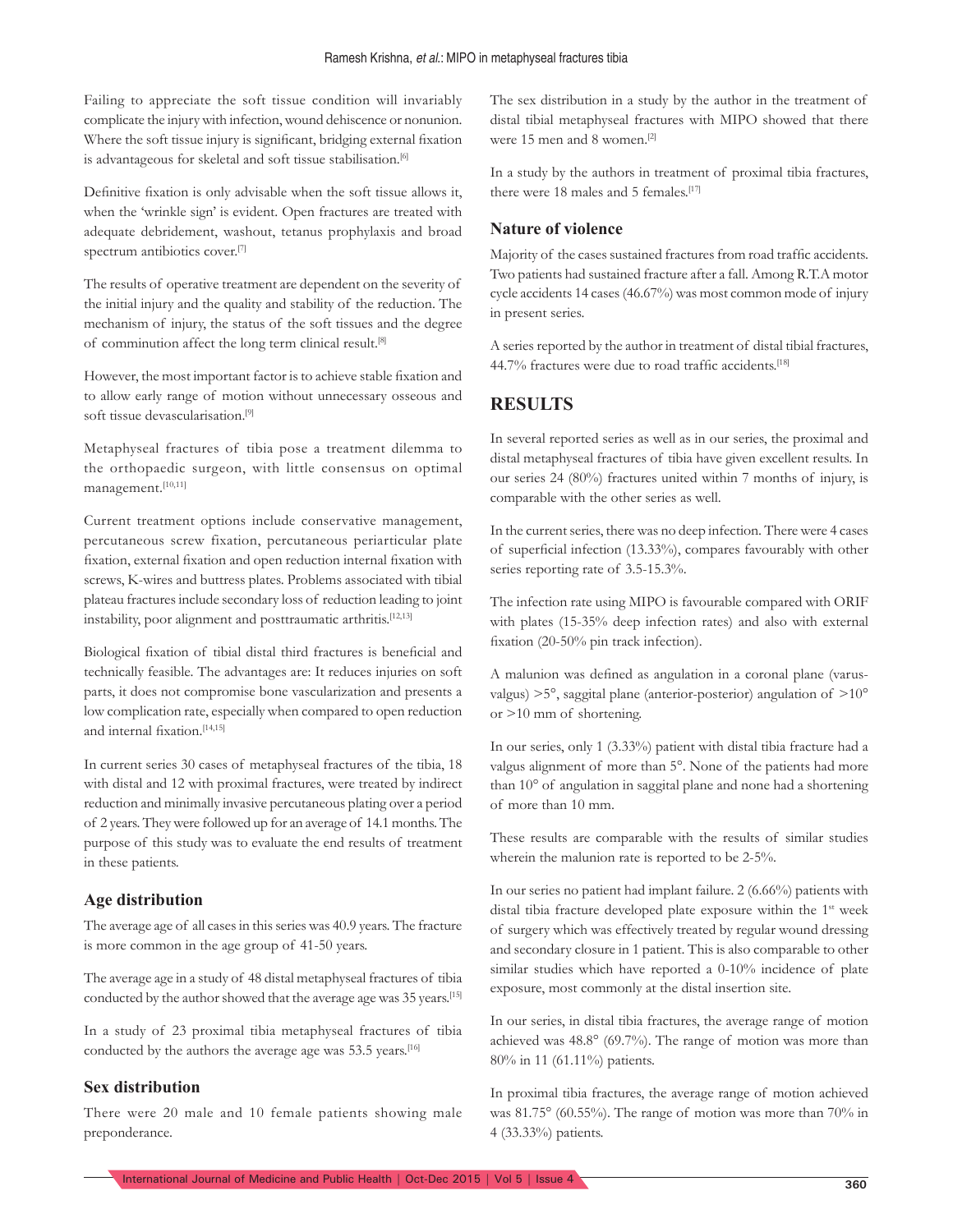Failing to appreciate the soft tissue condition will invariably complicate the injury with infection, wound dehiscence or nonunion. Where the soft tissue injury is significant, bridging external fixation is advantageous for skeletal and soft tissue stabilisation.[6]

Definitive fixation is only advisable when the soft tissue allows it, when the 'wrinkle sign' is evident. Open fractures are treated with adequate debridement, washout, tetanus prophylaxis and broad spectrum antibiotics cover.[7]

The results of operative treatment are dependent on the severity of the initial injury and the quality and stability of the reduction. The mechanism of injury, the status of the soft tissues and the degree of comminution affect the long term clinical result.[8]

However, the most important factor is to achieve stable fixation and to allow early range of motion without unnecessary osseous and soft tissue devascularisation.[9]

Metaphyseal fractures of tibia pose a treatment dilemma to the orthopaedic surgeon, with little consensus on optimal management.[10,11]

Current treatment options include conservative management, percutaneous screw fixation, percutaneous periarticular plate fixation, external fixation and open reduction internal fixation with screws, K-wires and buttress plates. Problems associated with tibial plateau fractures include secondary loss of reduction leading to joint instability, poor alignment and posttraumatic arthritis.[12,13]

Biological fixation of tibial distal third fractures is beneficial and technically feasible. The advantages are: It reduces injuries on soft parts, it does not compromise bone vascularization and presents a low complication rate, especially when compared to open reduction and internal fixation.[14,15]

In current series 30 cases of metaphyseal fractures of the tibia, 18 with distal and 12 with proximal fractures, were treated by indirect reduction and minimally invasive percutaneous plating over a period of 2 years. They were followed up for an average of 14.1 months. The purpose of this study was to evaluate the end results of treatment in these patients.

### Age distribution

The average age of all cases in this series was 40.9 years. The fracture is more common in the age group of 41-50 years.

The average age in a study of 48 distal metaphyseal fractures of tibia conducted by the author showed that the average age was 35 years.[15]

In a study of 23 proximal tibia metaphyseal fractures of tibia conducted by the authors the average age was 53.5 years.[16]

### Sex distribution

There were 20 male and 10 female patients showing male preponderance.

The sex distribution in a study by the author in the treatment of distal tibial metaphyseal fractures with MIPO showed that there were 15 men and 8 women.[2]

In a study by the authors in treatment of proximal tibia fractures, there were 18 males and 5 females.[17]

### Nature of violence

Majority of the cases sustained fractures from road traffic accidents. Two patients had sustained fracture after a fall. Among R.T.A motor cycle accidents 14 cases (46.67%) was most common mode of injury in present series.

A series reported by the author in treatment of distal tibial fractures, 44.7% fractures were due to road traffic accidents.[18]

## RESULTS

In several reported series as well as in our series, the proximal and distal metaphyseal fractures of tibia have given excellent results. In our series 24 (80%) fractures united within 7 months of injury, is comparable with the other series as well.

In the current series, there was no deep infection. There were 4 cases of superficial infection (13.33%), compares favourably with other series reporting rate of 3.5-15.3%.

The infection rate using MIPO is favourable compared with ORIF with plates (15-35% deep infection rates) and also with external fixation (20-50% pin track infection).

A malunion was defined as angulation in a coronal plane (varus-valgus) >5°, saggital plane (anterior-posterior) angulation of >10° or >10 mm of shortening.

In our series, only 1 (3.33%) patient with distal tibia fracture had a valgus alignment of more than 5°. None of the patients had more than 10° of angulation in saggital plane and none had a shortening of more than 10 mm.

These results are comparable with the results of similar studies wherein the malunion rate is reported to be 2-5%.

In our series no patient had implant failure. 2 (6.66%) patients with distal tibia fracture developed plate exposure within the 1st week of surgery which was effectively treated by regular wound dressing and secondary closure in 1 patient. This is also comparable to other similar studies which have reported a 0-10% incidence of plate exposure, most commonly at the distal insertion site.

In our series, in distal tibia fractures, the average range of motion achieved was 48.8° (69.7%). The range of motion was more than 80% in 11 (61.11%) patients.

In proximal tibia fractures, the average range of motion achieved was 81.75° (60.55%). The range of motion was more than 70% in 4 (33.33%) patients.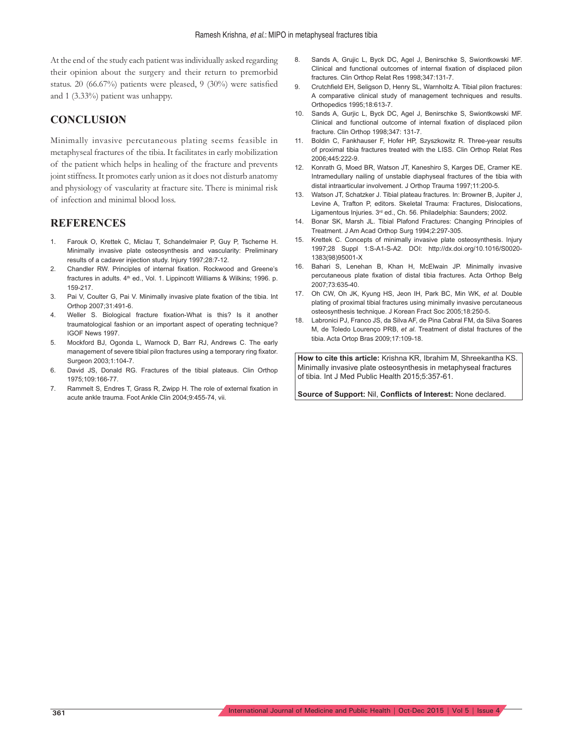At the end of the study each patient was individually asked regarding their opinion about the surgery and their return to premorbid status. 20 (66.67%) patients were pleased, 9 (30%) were satisfied and 1 (3.33%) patient was unhappy.

## CONCLUSION

Minimally invasive percutaneous plating seems feasible in metaphyseal fractures of the tibia. It facilitates in early mobilization of the patient which helps in healing of the fracture and prevents joint stiffness. It promotes early union as it does not disturb anatomy and physiology of vascularity at fracture site. There is minimal risk of infection and minimal blood loss.

## REFERENCES

1. Farouk O, Krettek C, Miclau T, Schandelmaier P, Guy P, Tscherne H. Minimally invasive plate osteosynthesis and vascularity: Preliminary results of a cadaver injection study. Injury 1997;28:7-12.
2. Chandler RW. Principles of internal fixation. Rockwood and Greene's fractures in adults. 4th ed., Vol. 1. Lippincott Williams & Wilkins; 1996. p. 159-217.
3. Pai V, Coulter G, Pai V. Minimally invasive plate fixation of the tibia. Int Orthop 2007;31:491-6.
4. Weller S. Biological fracture fixation-What is this? Is it another traumatological fashion or an important aspect of operating technique? IGOF News 1997.
5. Mockford BJ, Ogonda L, Warnock D, Barr RJ, Andrews C. The early management of severe tibial pilon fractures using a temporary ring fixator. Surgeon 2003;1:104-7.
6. David JS, Donald RG. Fractures of the tibial plateaus. Clin Orthop 1975;109:166-77.
7. Rammelt S, Endres T, Grass R, Zwipp H. The role of external fixation in acute ankle trauma. Foot Ankle Clin 2004;9:455-74, vii.
8. Sands A, Grujic L, Byck DC, Agel J, Benirschke S, Swiontkowski MF. Clinical and functional outcomes of internal fixation of displaced pilon fractures. Clin Orthop Relat Res 1998;347:131-7.
9. Crutchfield EH, Seligson D, Henry SL, Warnholtz A. Tibial pilon fractures: A comparative clinical study of management techniques and results. Orthopedics 1995;18:613-7.
10. Sands A, Gurjic L, Byck DC, Agel J, Benirschke S, Swiontkowski MF. Clinical and functional outcome of internal fixation of displaced pilon fracture. Clin Orthop 1998;347: 131-7.
11. Boldin C, Fankhauser F, Hofer HP, Szyszkowitz R. Three-year results of proximal tibia fractures treated with the LISS. Clin Orthop Relat Res 2006;445:222-9.
12. Konrath G, Moed BR, Watson JT, Kaneshiro S, Karges DE, Cramer KE. Intramedullary nailing of unstable diaphyseal fractures of the tibia with distal intraarticular involvement. J Orthop Trauma 1997;11:200-5.
13. Watson JT, Schatzker J. Tibial plateau fractures. In: Browner B, Jupiter J, Levine A, Trafton P, editors. Skeletal Trauma: Fractures, Dislocations, Ligamentous Injuries. 3rd ed., Ch. 56. Philadelphia: Saunders; 2002.
14. Bonar SK, Marsh JL. Tibial Plafond Fractures: Changing Principles of Treatment. J Am Acad Orthop Surg 1994;2:297-305.
15. Krettek C. Concepts of minimally invasive plate osteosynthesis. Injury 1997;28 Suppl 1:S-A1-S-A2. DOI: http://dx.doi.org/10.1016/S0020-1383(98)95001-X
16. Bahari S, Lenehan B, Khan H, McElwain JP. Minimally invasive percutaneous plate fixation of distal tibia fractures. Acta Orthop Belg 2007;73:635-40.
17. Oh CW, Oh JK, Kyung HS, Jeon IH, Park BC, Min WK, *et al.* Double plating of proximal tibial fractures using minimally invasive percutaneous osteosynthesis technique. J Korean Fract Soc 2005;18:250-5.
18. Labronici PJ, Franco JS, da Silva AF, de Pina Cabral FM, da Silva Soares M, de Toledo Lourenço PRB, *et al.* Treatment of distal fractures of the tibia. Acta Ortop Bras 2009;17:109-18.

**How to cite this article:** Krishna KR, Ibrahim M, Shreekantha KS. Minimally invasive plate osteosynthesis in metaphyseal fractures of tibia. Int J Med Public Health 2015;5:357-61.

**Source of Support:** Nil, **Conflicts of Interest:** None declared.